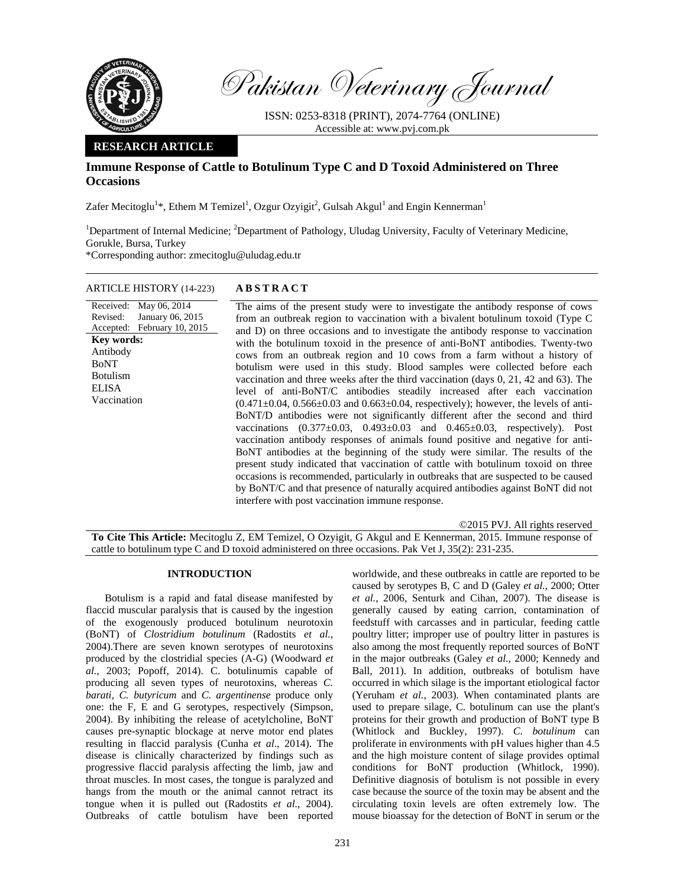# Pakistan Veterinary Journal

ISSN: 0253-8318 (PRINT), 2074-7764 (ONLINE)
Accessible at: www.pvj.com.pk

**RESEARCH ARTICLE**

## Immune Response of Cattle to Botulinum Type C and D Toxoid Administered on Three Occasions

Zafer Mecitoglu[1]*, Ethem M Temizel[1], Ozgur Ozyigit[2], Gulsah Akgul[1] and Engin Kennerman[1]

[1]Department of Internal Medicine; [2]Department of Pathology, Uludag University, Faculty of Veterinary Medicine, Gorukle, Bursa, Turkey

*Corresponding author: zmecitoglu@uludag.edu.tr

**ARTICLE HISTORY** (14-223)

Received: May 06, 2014
Revised: January 06, 2015
Accepted: February 10, 2015

**Key words:**
Antibody
BoNT
Botulism
ELISA
Vaccination

**ABSTRACT**

The aims of the present study were to investigate the antibody response of cows from an outbreak region to vaccination with a bivalent botulinum toxoid (Type C and D) on three occasions and to investigate the antibody response to vaccination with the botulinum toxoid in the presence of anti-BoNT antibodies. Twenty-two cows from an outbreak region and 10 cows from a farm without a history of botulism were used in this study. Blood samples were collected before each vaccination and three weeks after the third vaccination (days 0, 21, 42 and 63). The level of anti-BoNT/C antibodies steadily increased after each vaccination (0.471±0.04, 0.566±0.03 and 0.663±0.04, respectively); however, the levels of anti-BoNT/D antibodies were not significantly different after the second and third vaccinations (0.377±0.03, 0.493±0.03 and 0.465±0.03, respectively). Post vaccination antibody responses of animals found positive and negative for anti-BoNT antibodies at the beginning of the study were similar. The results of the present study indicated that vaccination of cattle with botulinum toxoid on three occasions is recommended, particularly in outbreaks that are suspected to be caused by BoNT/C and that presence of naturally acquired antibodies against BoNT did not interfere with post vaccination immune response.

©2015 PVJ. All rights reserved

**To Cite This Article:** Mecitoglu Z, EM Temizel, O Ozyigit, G Akgul and E Kennerman, 2015. Immune response of cattle to botulinum type C and D toxoid administered on three occasions. Pak Vet J, 35(2): 231-235.

## INTRODUCTION

Botulism is a rapid and fatal disease manifested by flaccid muscular paralysis that is caused by the ingestion of the exogenously produced botulinum neurotoxin (BoNT) of *Clostridium botulinum* (Radostits *et al.*, 2004).There are seven known serotypes of neurotoxins produced by the clostridial species (A-G) (Woodward *et al.*, 2003; Popoff, 2014). C. botulinumis capable of producing all seven types of neurotoxins, whereas *C. barati*, *C. butyricum* and *C. argentinense* produce only one: the F, E and G serotypes, respectively (Simpson, 2004). By inhibiting the release of acetylcholine, BoNT causes pre-synaptic blockage at nerve motor end plates resulting in flaccid paralysis (Cunha *et al*., 2014). The disease is clinically characterized by findings such as progressive flaccid paralysis affecting the limb, jaw and throat muscles. In most cases, the tongue is paralyzed and hangs from the mouth or the animal cannot retract its tongue when it is pulled out (Radostits *et al.*, 2004). Outbreaks of cattle botulism have been reported worldwide, and these outbreaks in cattle are reported to be caused by serotypes B, C and D (Galey *et al.,* 2000; Otter *et al.*, 2006, Senturk and Cihan, 2007). The disease is generally caused by eating carrion, contamination of feedstuff with carcasses and in particular, feeding cattle poultry litter; improper use of poultry litter in pastures is also among the most frequently reported sources of BoNT in the major outbreaks (Galey *et al.*, 2000; Kennedy and Ball, 2011). In addition, outbreaks of botulism have occurred in which silage is the important etiological factor (Yeruham *et al.*, 2003). When contaminated plants are used to prepare silage, C. botulinum can use the plant's proteins for their growth and production of BoNT type B (Whitlock and Buckley, 1997). *C. botulinum* can proliferate in environments with pH values higher than 4.5 and the high moisture content of silage provides optimal conditions for BoNT production (Whitlock, 1990). Definitive diagnosis of botulism is not possible in every case because the source of the toxin may be absent and the circulating toxin levels are often extremely low. The mouse bioassay for the detection of BoNT in serum or the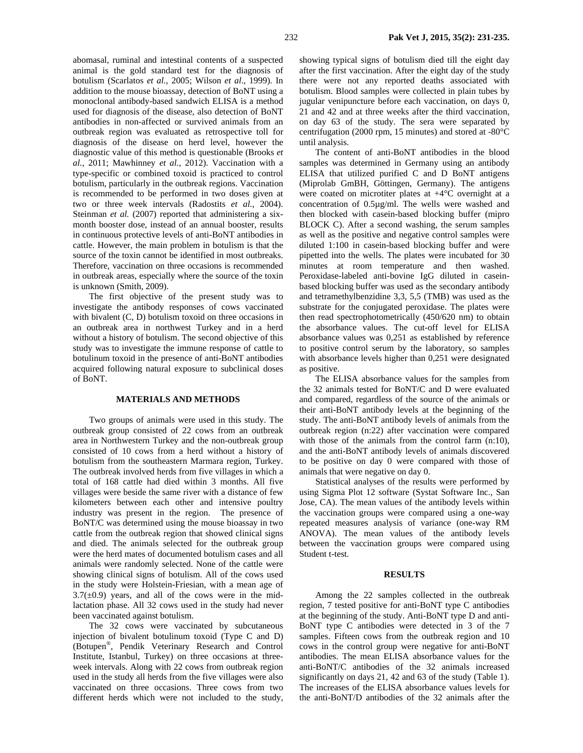abomasal, ruminal and intestinal contents of a suspected animal is the gold standard test for the diagnosis of botulism (Scarlatos *et al.*, 2005; Wilson *et al*., 1999). In addition to the mouse bioassay, detection of BoNT using a monoclonal antibody-based sandwich ELISA is a method used for diagnosis of the disease, also detection of BoNT antibodies in non-affected or survived animals from an outbreak region was evaluated as retrospective toll for diagnosis of the disease on herd level, however the diagnostic value of this method is questionable (Brooks *et al.*, 2011; Mawhinney *et al.*, 2012). Vaccination with a type-specific or combined toxoid is practiced to control botulism, particularly in the outbreak regions. Vaccination is recommended to be performed in two doses given at two or three week intervals (Radostits *et al.*, 2004). Steinman *et al.* (2007) reported that administering a six-month booster dose, instead of an annual booster, results in continuous protective levels of anti-BoNT antibodies in cattle. However, the main problem in botulism is that the source of the toxin cannot be identified in most outbreaks. Therefore, vaccination on three occasions is recommended in outbreak areas, especially where the source of the toxin is unknown (Smith, 2009).

The first objective of the present study was to investigate the antibody responses of cows vaccinated with bivalent (C, D) botulism toxoid on three occasions in an outbreak area in northwest Turkey and in a herd without a history of botulism. The second objective of this study was to investigate the immune response of cattle to botulinum toxoid in the presence of anti-BoNT antibodies acquired following natural exposure to subclinical doses of BoNT.

## MATERIALS AND METHODS

Two groups of animals were used in this study. The outbreak group consisted of 22 cows from an outbreak area in Northwestern Turkey and the non-outbreak group consisted of 10 cows from a herd without a history of botulism from the southeastern Marmara region, Turkey. The outbreak involved herds from five villages in which a total of 168 cattle had died within 3 months. All five villages were beside the same river with a distance of few kilometers between each other and intensive poultry industry was present in the region. The presence of BoNT/C was determined using the mouse bioassay in two cattle from the outbreak region that showed clinical signs and died. The animals selected for the outbreak group were the herd mates of documented botulism cases and all animals were randomly selected. None of the cattle were showing clinical signs of botulism. All of the cows used in the study were Holstein-Friesian, with a mean age of $3.7(\pm 0.9)$ years, and all of the cows were in the mid-lactation phase. All 32 cows used in the study had never been vaccinated against botulism.

The 32 cows were vaccinated by subcutaneous injection of bivalent botulinum toxoid (Type C and D) (Botupen®, Pendik Veterinary Research and Control Institute, Istanbul, Turkey) on three occasions at three-week intervals. Along with 22 cows from outbreak region used in the study all herds from the five villages were also vaccinated on three occasions. Three cows from two different herds which were not included to the study, showing typical signs of botulism died till the eight day after the first vaccination. After the eight day of the study there were not any reported deaths associated with botulism. Blood samples were collected in plain tubes by jugular venipuncture before each vaccination, on days 0, 21 and 42 and at three weeks after the third vaccination, on day 63 of the study. The sera were separated by centrifugation (2000 rpm, 15 minutes) and stored at -80°C until analysis.

The content of anti-BoNT antibodies in the blood samples was determined in Germany using an antibody ELISA that utilized purified C and D BoNT antigens (Miprolab GmBH, Göttingen, Germany). The antigens were coated on microtiter plates at +4°C overnight at a concentration of 0.5µg/ml. The wells were washed and then blocked with casein-based blocking buffer (mipro BLOCK C). After a second washing, the serum samples as well as the positive and negative control samples were diluted 1:100 in casein-based blocking buffer and were pipetted into the wells. The plates were incubated for 30 minutes at room temperature and then washed. Peroxidase-labeled anti-bovine IgG diluted in casein-based blocking buffer was used as the secondary antibody and tetramethylbenzidine 3,3, 5,5 (TMB) was used as the substrate for the conjugated peroxidase. The plates were then read spectrophotometrically (450/620 nm) to obtain the absorbance values. The cut-off level for ELISA absorbance values was 0,251 as established by reference to positive control serum by the laboratory, so samples with absorbance levels higher than 0,251 were designated as positive.

The ELISA absorbance values for the samples from the 32 animals tested for BoNT/C and D were evaluated and compared, regardless of the source of the animals or their anti-BoNT antibody levels at the beginning of the study. The anti-BoNT antibody levels of animals from the outbreak region (n:22) after vaccination were compared with those of the animals from the control farm (n:10), and the anti-BoNT antibody levels of animals discovered to be positive on day 0 were compared with those of animals that were negative on day 0.

Statistical analyses of the results were performed by using Sigma Plot 12 software (Systat Software Inc., San Jose, CA). The mean values of the antibody levels within the vaccination groups were compared using a one-way repeated measures analysis of variance (one-way RM ANOVA). The mean values of the antibody levels between the vaccination groups were compared using Student t-test.

## RESULTS

Among the 22 samples collected in the outbreak region, 7 tested positive for anti-BoNT type C antibodies at the beginning of the study. Anti-BoNT type D and anti-BoNT type C antibodies were detected in 3 of the 7 samples. Fifteen cows from the outbreak region and 10 cows in the control group were negative for anti-BoNT antibodies. The mean ELISA absorbance values for the anti-BoNT/C antibodies of the 32 animals increased significantly on days 21, 42 and 63 of the study (Table 1). The increases of the ELISA absorbance values levels for the anti-BoNT/D antibodies of the 32 animals after the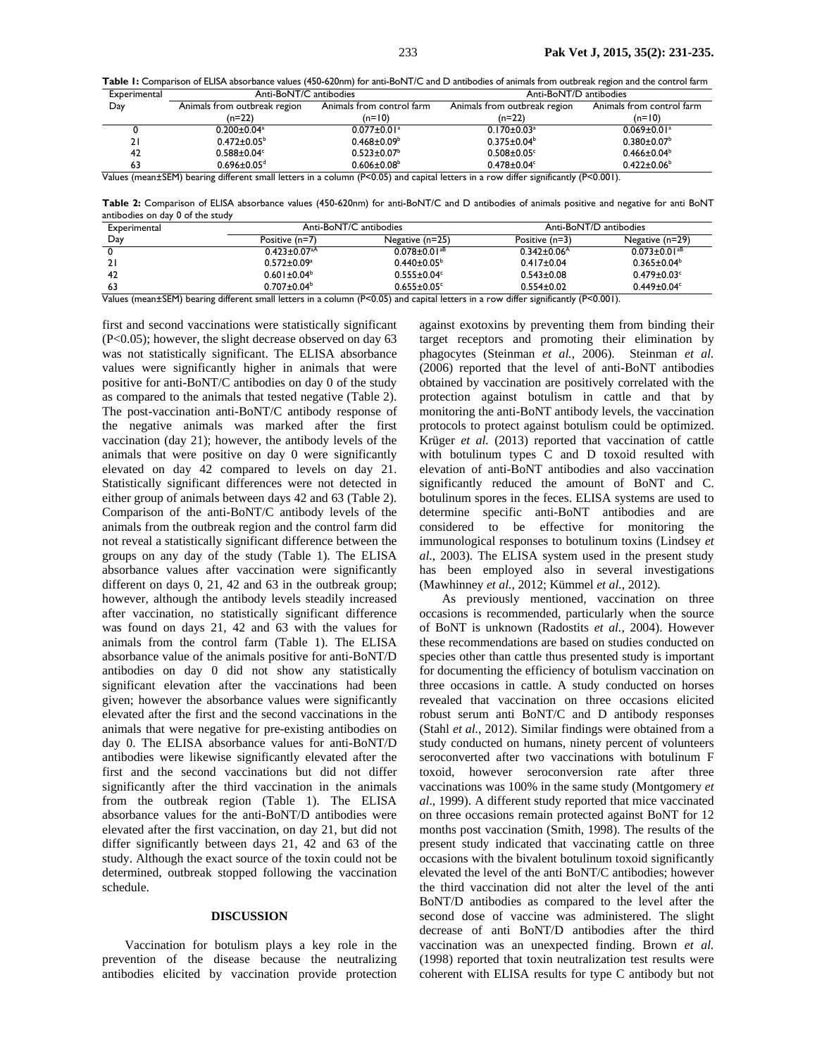**Table 1:** Comparison of ELISA absorbance values (450-620nm) for anti-BoNT/C and D antibodies of animals from outbreak region and the control farm

| Experimental Day | Anti-BoNT/C antibodies | | Anti-BoNT/D antibodies | |
|---|---|---|---|---|
| | Animals from outbreak region (n=22) | Animals from control farm (n=10) | Animals from outbreak region (n=22) | Animals from control farm (n=10) |
| 0 | 0.200±0.04[a] | 0.077±0.01[a] | 0.170±0.03[a] | 0.069±0.01[a] |
| 21 | 0.472±0.05[b] | 0.468±0.09[b] | 0.375±0.04[b] | 0.380±0.07[b] |
| 42 | 0.588±0.04[c] | 0.523±0.07[b] | 0.508±0.05[c] | 0.466±0.04[b] |
| 63 | 0.696±0.05[d] | 0.606±0.08[b] | 0.478±0.04[c] | 0.422±0.06[b] |

Values (mean±SEM) bearing different small letters in a column (P<0.05) and capital letters in a row differ significantly (P<0.001).

**Table 2:** Comparison of ELISA absorbance values (450-620nm) for anti-BoNT/C and D antibodies of animals positive and negative for anti BoNT antibodies on day 0 of the study

| Experimental Day | Anti-BoNT/C antibodies | | Anti-BoNT/D antibodies | |
|---|---|---|---|---|
| | Positive (n=7) | Negative (n=25) | Positive (n=3) | Negative (n=29) |
| 0 | 0.423±0.07[aA] | 0.078±0.01[aB] | 0.342±0.06[A] | 0.073±0.01[aB] |
| 21 | 0.572±0.09[a] | 0.440±0.05[b] | 0.417±0.04 | 0.365±0.04[b] |
| 42 | 0.601±0.04[b] | 0.555±0.04[c] | 0.543±0.08 | 0.479±0.03[c] |
| 63 | 0.707±0.04[b] | 0.655±0.05[c] | 0.554±0.02 | 0.449±0.04[c] |

Values (mean±SEM) bearing different small letters in a column (P<0.05) and capital letters in a row differ significantly (P<0.001).

first and second vaccinations were statistically significant (P<0.05); however, the slight decrease observed on day 63 was not statistically significant. The ELISA absorbance values were significantly higher in animals that were positive for anti-BoNT/C antibodies on day 0 of the study as compared to the animals that tested negative (Table 2). The post-vaccination anti-BoNT/C antibody response of the negative animals was marked after the first vaccination (day 21); however, the antibody levels of the animals that were positive on day 0 were significantly elevated on day 42 compared to levels on day 21. Statistically significant differences were not detected in either group of animals between days 42 and 63 (Table 2). Comparison of the anti-BoNT/C antibody levels of the animals from the outbreak region and the control farm did not reveal a statistically significant difference between the groups on any day of the study (Table 1). The ELISA absorbance values after vaccination were significantly different on days 0, 21, 42 and 63 in the outbreak group; however, although the antibody levels steadily increased after vaccination, no statistically significant difference was found on days 21, 42 and 63 with the values for animals from the control farm (Table 1). The ELISA absorbance value of the animals positive for anti-BoNT/D antibodies on day 0 did not show any statistically significant elevation after the vaccinations had been given; however the absorbance values were significantly elevated after the first and the second vaccinations in the animals that were negative for pre-existing antibodies on day 0. The ELISA absorbance values for anti-BoNT/D antibodies were likewise significantly elevated after the first and the second vaccinations but did not differ significantly after the third vaccination in the animals from the outbreak region (Table 1). The ELISA absorbance values for the anti-BoNT/D antibodies were elevated after the first vaccination, on day 21, but did not differ significantly between days 21, 42 and 63 of the study. Although the exact source of the toxin could not be determined, outbreak stopped following the vaccination schedule.

## DISCUSSION

Vaccination for botulism plays a key role in the prevention of the disease because the neutralizing antibodies elicited by vaccination provide protection against exotoxins by preventing them from binding their target receptors and promoting their elimination by phagocytes (Steinman *et al.*, 2006). Steinman *et al.* (2006) reported that the level of anti-BoNT antibodies obtained by vaccination are positively correlated with the protection against botulism in cattle and that by monitoring the anti-BoNT antibody levels, the vaccination protocols to protect against botulism could be optimized. Krüger *et al.* (2013) reported that vaccination of cattle with botulinum types C and D toxoid resulted with elevation of anti-BoNT antibodies and also vaccination significantly reduced the amount of BoNT and C. botulinum spores in the feces. ELISA systems are used to determine specific anti-BoNT antibodies and are considered to be effective for monitoring the immunological responses to botulinum toxins (Lindsey *et al.*, 2003). The ELISA system used in the present study has been employed also in several investigations (Mawhinney *et al.*, 2012; Kümmel *et al.*, 2012).

As previously mentioned, vaccination on three occasions is recommended, particularly when the source of BoNT is unknown (Radostits *et al.*, 2004). However these recommendations are based on studies conducted on species other than cattle thus presented study is important for documenting the efficiency of botulism vaccination on three occasions in cattle. A study conducted on horses revealed that vaccination on three occasions elicited robust serum anti BoNT/C and D antibody responses (Stahl *et al.*, 2012). Similar findings were obtained from a study conducted on humans, ninety percent of volunteers seroconverted after two vaccinations with botulinum F toxoid, however seroconversion rate after three vaccinations was 100% in the same study (Montgomery *et al*., 1999). A different study reported that mice vaccinated on three occasions remain protected against BoNT for 12 months post vaccination (Smith, 1998). The results of the present study indicated that vaccinating cattle on three occasions with the bivalent botulinum toxoid significantly elevated the level of the anti BoNT/C antibodies; however the third vaccination did not alter the level of the anti BoNT/D antibodies as compared to the level after the second dose of vaccine was administered. The slight decrease of anti BoNT/D antibodies after the third vaccination was an unexpected finding. Brown *et al.* (1998) reported that toxin neutralization test results were coherent with ELISA results for type C antibody but not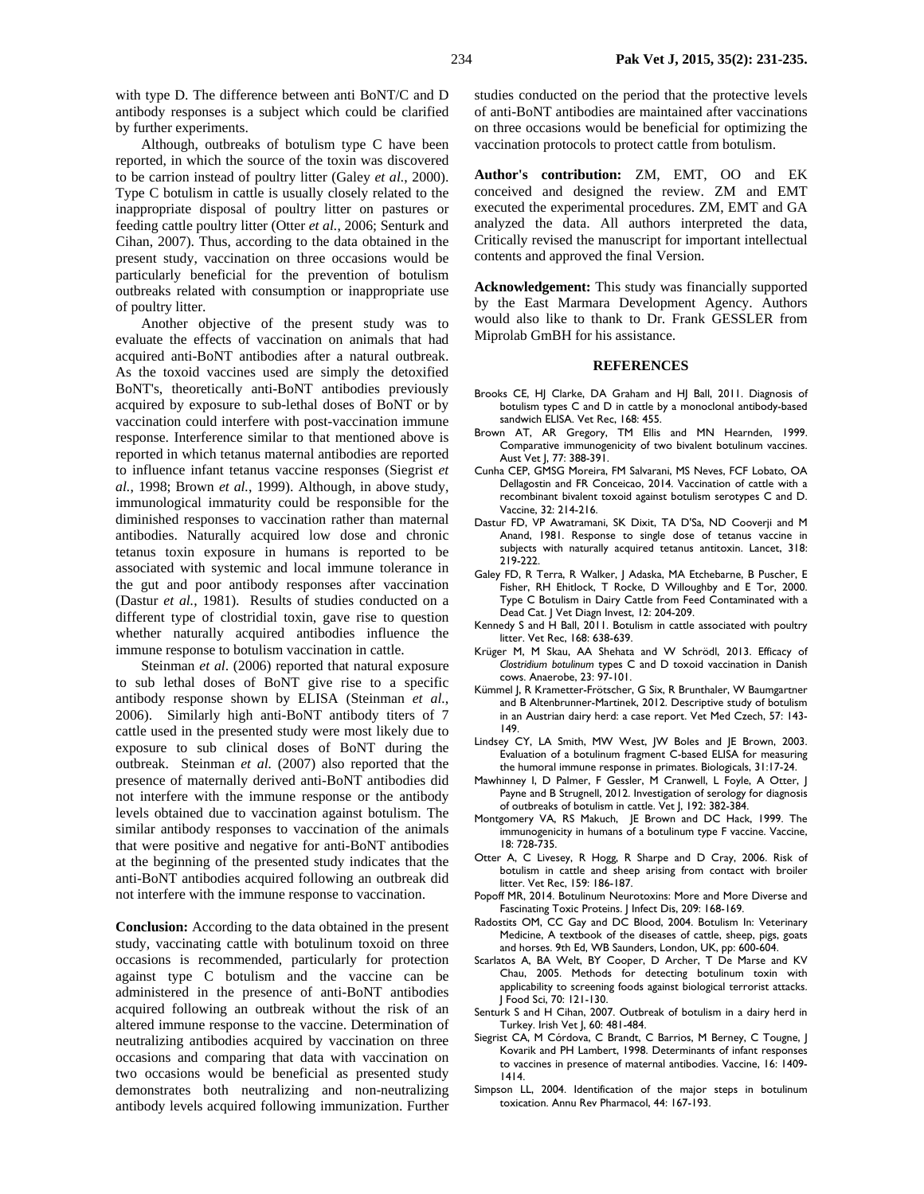with type D. The difference between anti BoNT/C and D antibody responses is a subject which could be clarified by further experiments.

Although, outbreaks of botulism type C have been reported, in which the source of the toxin was discovered to be carrion instead of poultry litter (Galey *et al*., 2000). Type C botulism in cattle is usually closely related to the inappropriate disposal of poultry litter on pastures or feeding cattle poultry litter (Otter *et al.*, 2006; Senturk and Cihan, 2007). Thus, according to the data obtained in the present study, vaccination on three occasions would be particularly beneficial for the prevention of botulism outbreaks related with consumption or inappropriate use of poultry litter.

Another objective of the present study was to evaluate the effects of vaccination on animals that had acquired anti-BoNT antibodies after a natural outbreak. As the toxoid vaccines used are simply the detoxified BoNT's, theoretically anti-BoNT antibodies previously acquired by exposure to sub-lethal doses of BoNT or by vaccination could interfere with post-vaccination immune response. Interference similar to that mentioned above is reported in which tetanus maternal antibodies are reported to influence infant tetanus vaccine responses (Siegrist *et al.*, 1998; Brown *et al.*, 1999). Although, in above study, immunological immaturity could be responsible for the diminished responses to vaccination rather than maternal antibodies. Naturally acquired low dose and chronic tetanus toxin exposure in humans is reported to be associated with systemic and local immune tolerance in the gut and poor antibody responses after vaccination (Dastur *et al.*, 1981). Results of studies conducted on a different type of clostridial toxin, gave rise to question whether naturally acquired antibodies influence the immune response to botulism vaccination in cattle.

Steinman *et al*. (2006) reported that natural exposure to sub lethal doses of BoNT give rise to a specific antibody response shown by ELISA (Steinman *et al.*, 2006). Similarly high anti-BoNT antibody titers of 7 cattle used in the presented study were most likely due to exposure to sub clinical doses of BoNT during the outbreak. Steinman *et al.* (2007) also reported that the presence of maternally derived anti-BoNT antibodies did not interfere with the immune response or the antibody levels obtained due to vaccination against botulism. The similar antibody responses to vaccination of the animals that were positive and negative for anti-BoNT antibodies at the beginning of the presented study indicates that the anti-BoNT antibodies acquired following an outbreak did not interfere with the immune response to vaccination.

**Conclusion:** According to the data obtained in the present study, vaccinating cattle with botulinum toxoid on three occasions is recommended, particularly for protection against type C botulism and the vaccine can be administered in the presence of anti-BoNT antibodies acquired following an outbreak without the risk of an altered immune response to the vaccine. Determination of neutralizing antibodies acquired by vaccination on three occasions and comparing that data with vaccination on two occasions would be beneficial as presented study demonstrates both neutralizing and non-neutralizing antibody levels acquired following immunization. Further studies conducted on the period that the protective levels of anti-BoNT antibodies are maintained after vaccinations on three occasions would be beneficial for optimizing the vaccination protocols to protect cattle from botulism.

**Author's contribution:** ZM, EMT, OO and EK conceived and designed the review. ZM and EMT executed the experimental procedures. ZM, EMT and GA analyzed the data. All authors interpreted the data, Critically revised the manuscript for important intellectual contents and approved the final Version.

**Acknowledgement:** This study was financially supported by the East Marmara Development Agency. Authors would also like to thank to Dr. Frank GESSLER from Miprolab GmbH for his assistance.

## REFERENCES

Brooks CE, HJ Clarke, DA Graham and HJ Ball, 2011. Diagnosis of botulism types C and D in cattle by a monoclonal antibody-based sandwich ELISA. Vet Rec, 168: 455.

Brown AT, AR Gregory, TM Ellis and MN Hearnden, 1999. Comparative immunogenicity of two bivalent botulinum vaccines. Aust Vet J, 77: 388-391.

Cunha CEP, GMSG Moreira, FM Salvarani, MS Neves, FCF Lobato, OA Dellagostin and FR Conceicao, 2014. Vaccination of cattle with a recombinant bivalent toxoid against botulism serotypes C and D. Vaccine, 32: 214-216.

Dastur FD, VP Awatramani, SK Dixit, TA D'Sa, ND Cooverji and M Anand, 1981. Response to single dose of tetanus vaccine in subjects with naturally acquired tetanus antitoxin. Lancet, 318: 219-222.

Galey FD, R Terra, R Walker, J Adaska, MA Etchebarne, B Puscher, E Fisher, RH Ehitlock, T Rocke, D Willoughby and E Tor, 2000. Type C Botulism in Dairy Cattle from Feed Contaminated with a Dead Cat. J Vet Diagn Invest, 12: 204-209.

Kennedy S and H Ball, 2011. Botulism in cattle associated with poultry litter. Vet Rec, 168: 638-639.

Krüger M, M Skau, AA Shehata and W Schrödl, 2013. Efficacy of *Clostridium botulinum* types C and D toxoid vaccination in Danish cows. Anaerobe, 23: 97-101.

Kümmel J, R Krametter-Frötscher, G Six, R Brunthaler, W Baumgartner and B Altenbrunner-Martinek, 2012. Descriptive study of botulism in an Austrian dairy herd: a case report. Vet Med Czech, 57: 143-149.

Lindsey CY, LA Smith, MW West, JW Boles and JE Brown, 2003. Evaluation of a botulinum fragment C-based ELISA for measuring the humoral immune response in primates. Biologicals, 31:17-24.

Mawhinney I, D Palmer, F Gessler, M Cranwell, L Foyle, A Otter, J Payne and B Strugnell, 2012. Investigation of serology for diagnosis of outbreaks of botulism in cattle. Vet J, 192: 382-384.

Montgomery VA, RS Makuch, JE Brown and DC Hack, 1999. The immunogenicity in humans of a botulinum type F vaccine. Vaccine, 18: 728-735.

Otter A, C Livesey, R Hogg, R Sharpe and D Cray, 2006. Risk of botulism in cattle and sheep arising from contact with broiler litter. Vet Rec, 159: 186-187.

Popoff MR, 2014. Botulinum Neurotoxins: More and More Diverse and Fascinating Toxic Proteins. J Infect Dis, 209: 168-169.

Radostits OM, CC Gay and DC Blood, 2004. Botulism In: Veterinary Medicine, A textbook of the diseases of cattle, sheep, pigs, goats and horses. 9th Ed, WB Saunders, London, UK, pp: 600-604.

Scarlatos A, BA Welt, BY Cooper, D Archer, T De Marse and KV Chau, 2005. Methods for detecting botulinum toxin with applicability to screening foods against biological terrorist attacks. J Food Sci, 70: 121-130.

Senturk S and H Cihan, 2007. Outbreak of botulism in a dairy herd in Turkey. Irish Vet J, 60: 481-484.

Siegrist CA, M Córdova, C Brandt, C Barrios, M Berney, C Tougne, J Kovarik and PH Lambert, 1998. Determinants of infant responses to vaccines in presence of maternal antibodies. Vaccine, 16: 1409-1414.

Simpson LL, 2004. Identification of the major steps in botulinum toxication. Annu Rev Pharmacol, 44: 167-193.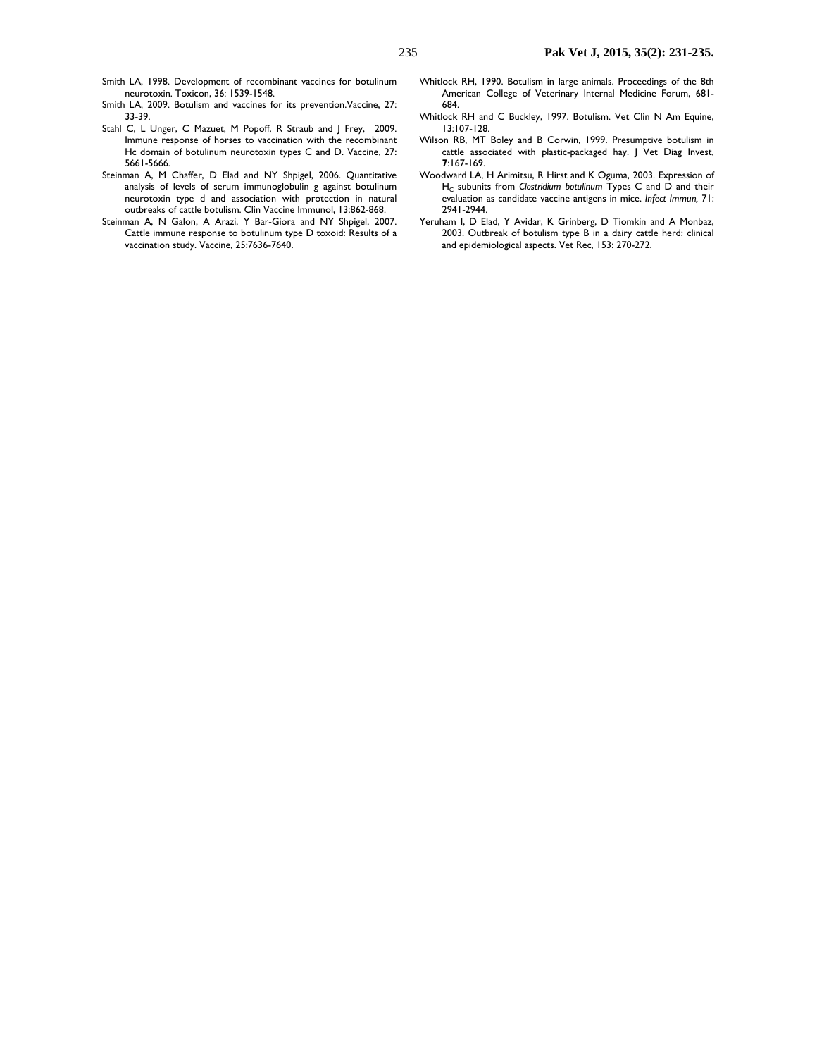Smith LA, 1998. Development of recombinant vaccines for botulinum neurotoxin. Toxicon, 36: 1539-1548.

Smith LA, 2009. Botulism and vaccines for its prevention.Vaccine, 27: 33-39.

Stahl C, L Unger, C Mazuet, M Popoff, R Straub and J Frey, 2009. Immune response of horses to vaccination with the recombinant Hc domain of botulinum neurotoxin types C and D. Vaccine, 27: 5661-5666.

Steinman A, M Chaffer, D Elad and NY Shpigel, 2006. Quantitative analysis of levels of serum immunoglobulin g against botulinum neurotoxin type d and association with protection in natural outbreaks of cattle botulism. Clin Vaccine Immunol, 13:862-868.

Steinman A, N Galon, A Arazi, Y Bar-Giora and NY Shpigel, 2007. Cattle immune response to botulinum type D toxoid: Results of a vaccination study. Vaccine, 25:7636-7640.

Whitlock RH, 1990. Botulism in large animals. Proceedings of the 8th American College of Veterinary Internal Medicine Forum, 681-684.

Whitlock RH and C Buckley, 1997. Botulism. Vet Clin N Am Equine, 13:107-128.

Wilson RB, MT Boley and B Corwin, 1999. Presumptive botulism in cattle associated with plastic-packaged hay. J Vet Diag Invest, **7**:167-169.

Woodward LA, H Arimitsu, R Hirst and K Oguma, 2003. Expression of $H_C$ subunits from *Clostridium botulinum* Types C and D and their evaluation as candidate vaccine antigens in mice. *Infect Immun,* 71: 2941-2944.

Yeruham I, D Elad, Y Avidar, K Grinberg, D Tiomkin and A Monbaz, 2003. Outbreak of botulism type B in a dairy cattle herd: clinical and epidemiological aspects. Vet Rec, 153: 270-272.